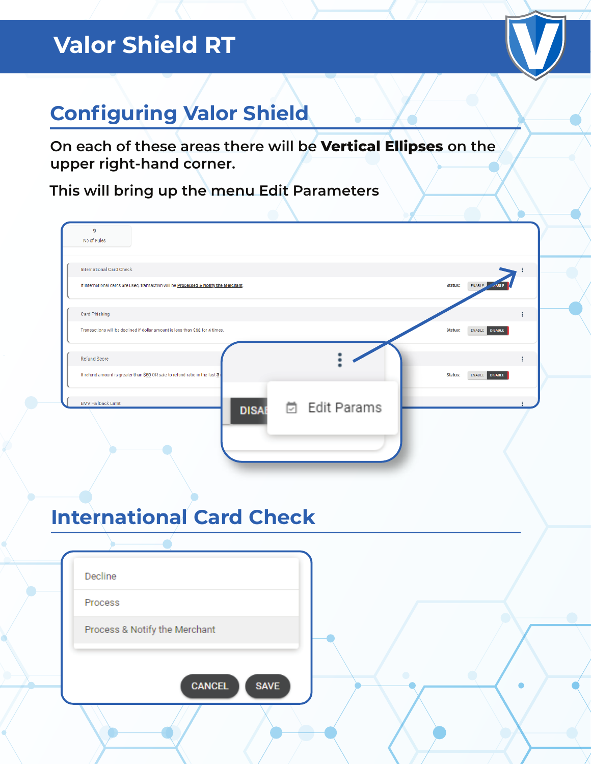# Valor Shield RT

## Configuring Valor Shield

On each of these areas there will be **Vertical Ellipses** on the upper right-hand corner.

This will bring up the menu Edit Parameters

9
No of Rules

International Card Check
If international cards are used, transaction will be Processed & Notify the Merchant. Status: ENABLE DISABLE

Card Phishing
Transactions will be declined if dollar amount is less than $10 for 4 times. Status: ENABLE DISABLE

Refund Score
If refund amount is greater than $50 OR sale to refund ratio in the last 3 Status: ENABLE DISABLE

EMV Fallback Limit

Edit Params

## International Card Check

- Decline
- Process
- Process & Notify the Merchant

CANCEL SAVE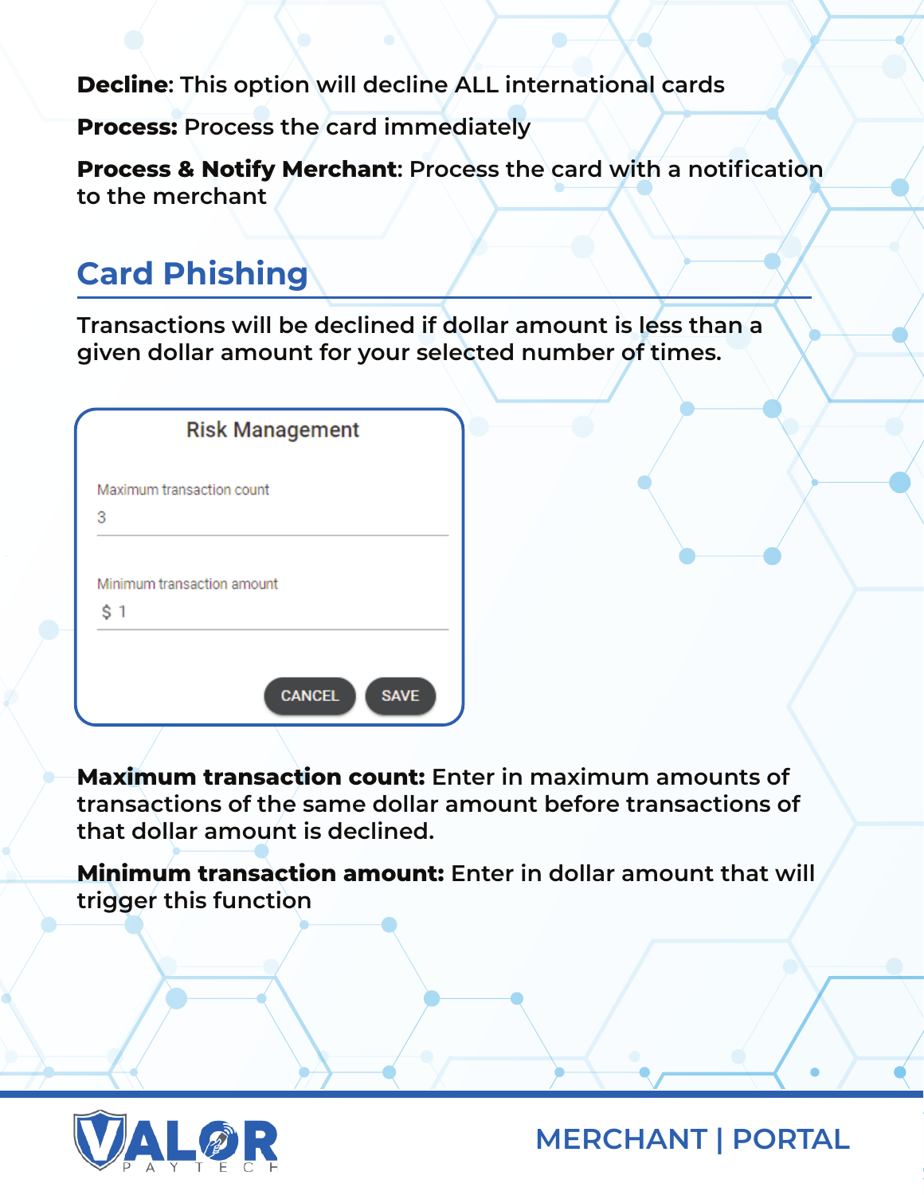**Decline**: This option will decline ALL international cards

**Process:** Process the card immediately

**Process & Notify Merchant**: Process the card with a notification to the merchant

## Card Phishing

Transactions will be declined if dollar amount is less than a given dollar amount for your selected number of times.

Risk Management

Maximum transaction count

3

Minimum transaction amount

$ 1

CANCEL SAVE

**Maximum transaction count:** Enter in maximum amounts of transactions of the same dollar amount before transactions of that dollar amount is declined.

**Minimum transaction amount:** Enter in dollar amount that will trigger this function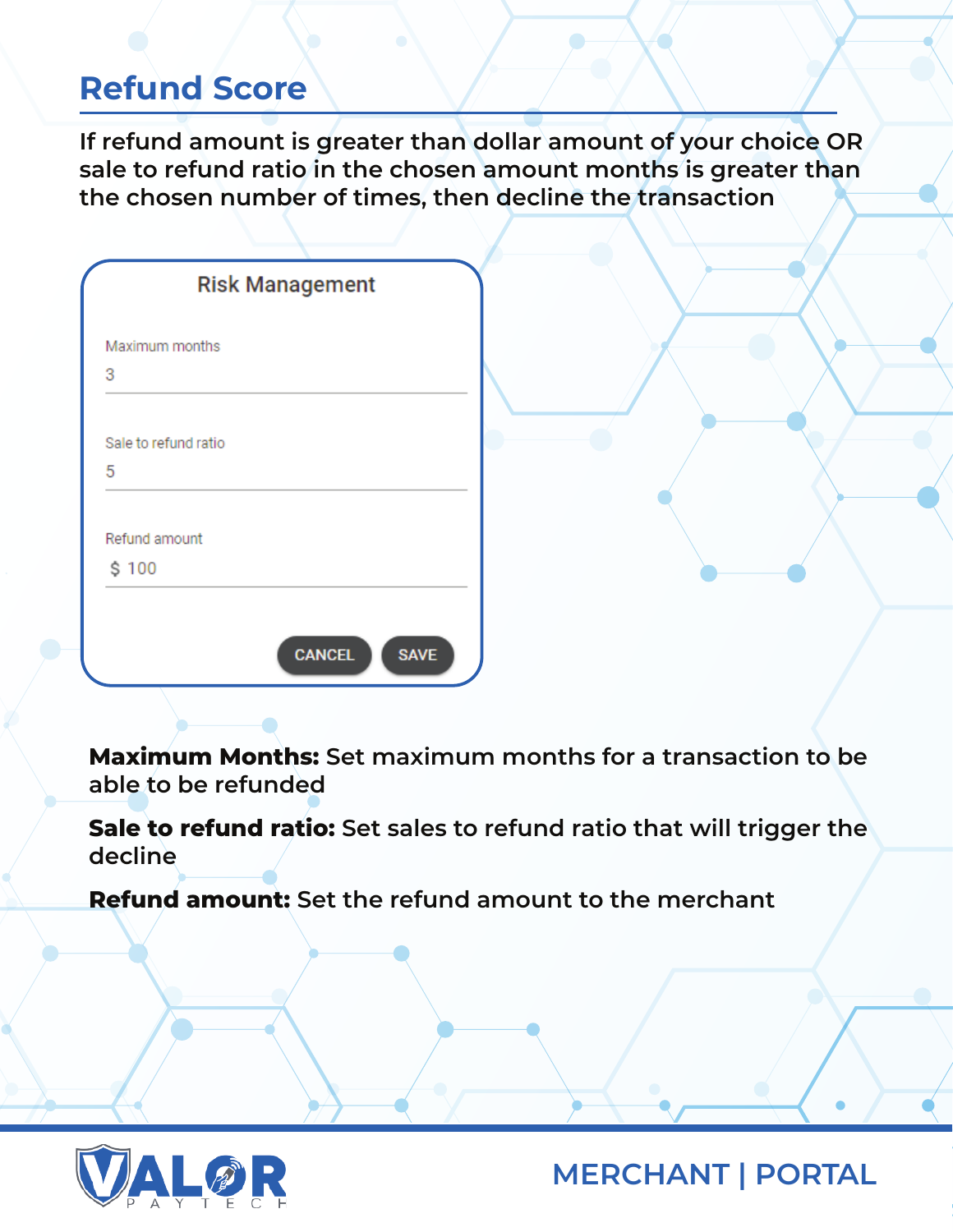# Refund Score

**If refund amount is greater than dollar amount of your choice OR sale to refund ratio in the chosen amount months is greater than the chosen number of times, then decline the transaction**

Risk Management

Maximum months
3

Sale to refund ratio
5

Refund amount
$ 100

CANCEL SAVE

**Maximum Months:** Set maximum months for a transaction to be able to be refunded

**Sale to refund ratio:** Set sales to refund ratio that will trigger the decline

**Refund amount:** Set the refund amount to the merchant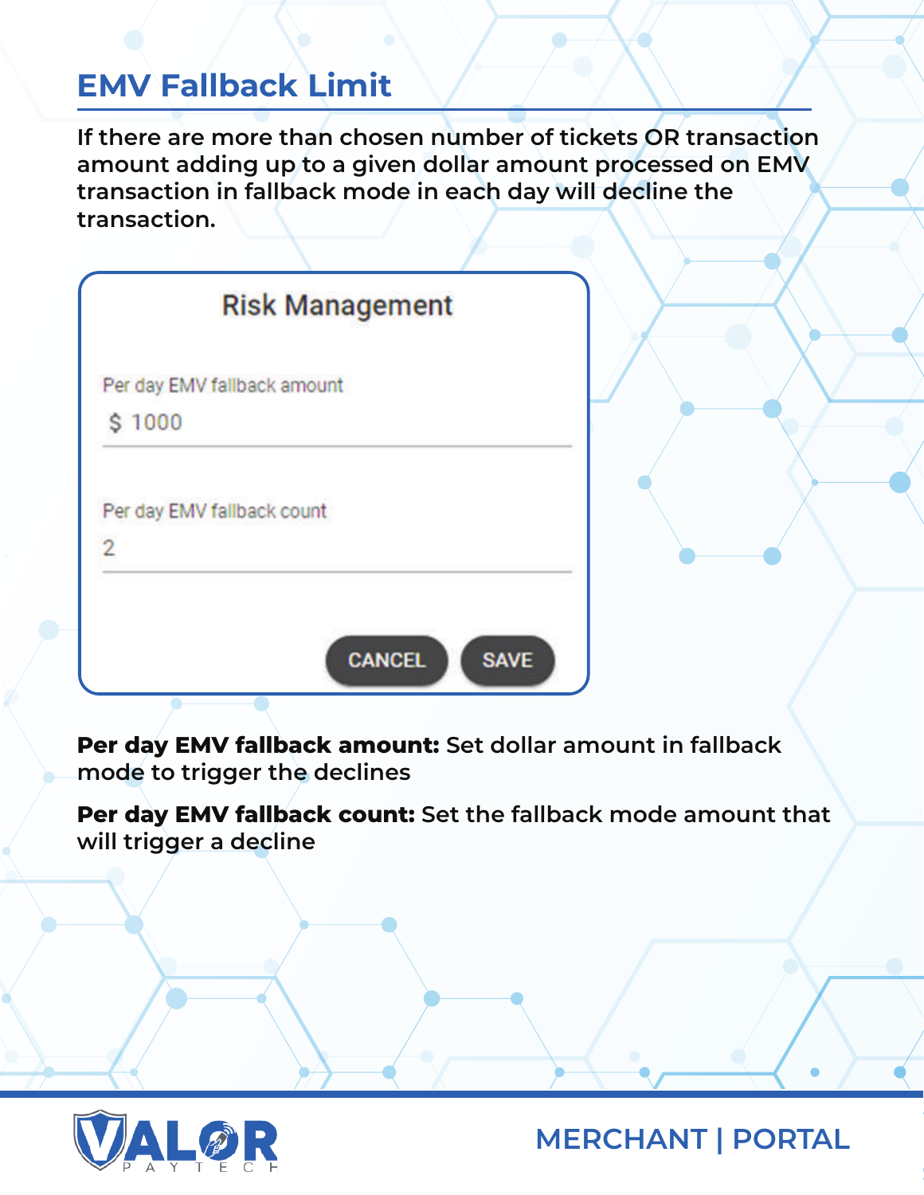## EMV Fallback Limit

**If there are more than chosen number of tickets OR transaction amount adding up to a given dollar amount processed on EMV transaction in fallback mode in each day will decline the transaction.**

Risk Management

Per day EMV fallback amount

$ 1000

Per day EMV fallback count

2

CANCEL SAVE

**Per day EMV fallback amount:** Set dollar amount in fallback mode to trigger the declines

**Per day EMV fallback count:** Set the fallback mode amount that will trigger a decline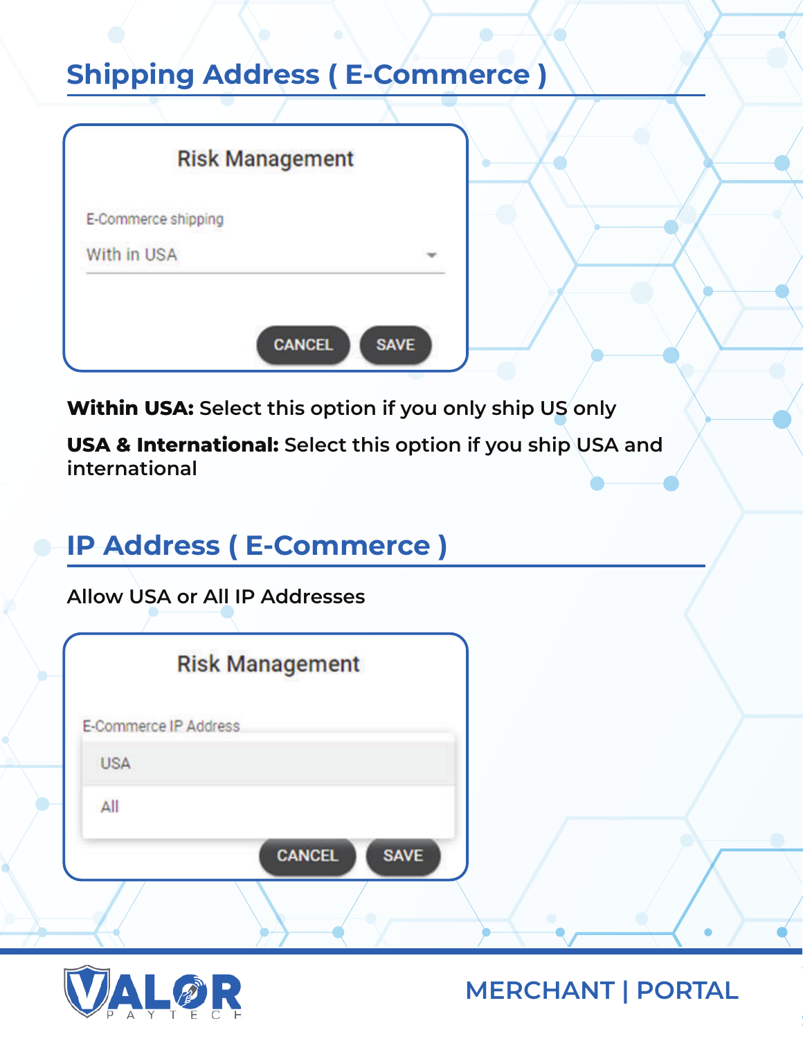## Shipping Address ( E-Commerce )

Risk Management

E-Commerce shipping

With in USA

CANCEL SAVE

**Within USA:** Select this option if you only ship US only

**USA & International:** Select this option if you ship USA and international

## IP Address ( E-Commerce )

Allow USA or All IP Addresses

Risk Management

E-Commerce IP Address

USA

All

CANCEL SAVE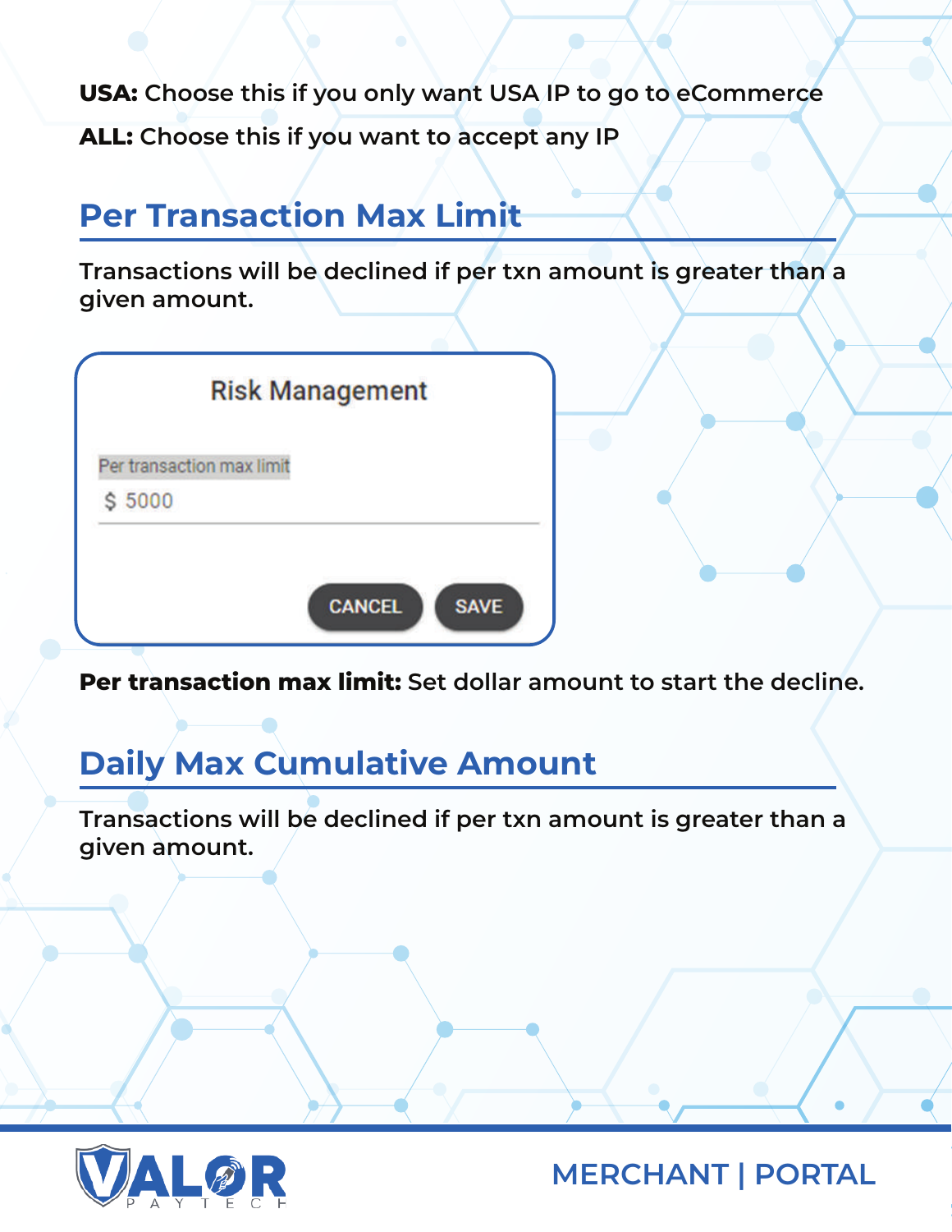**USA:** Choose this if you only want USA IP to go to eCommerce

**ALL:** Choose this if you want to accept any IP

## Per Transaction Max Limit

Transactions will be declined if per txn amount is greater than a given amount.

Risk Management

Per transaction max limit

$ 5000

CANCEL SAVE

**Per transaction max limit:** Set dollar amount to start the decline.

## Daily Max Cumulative Amount

Transactions will be declined if per txn amount is greater than a given amount.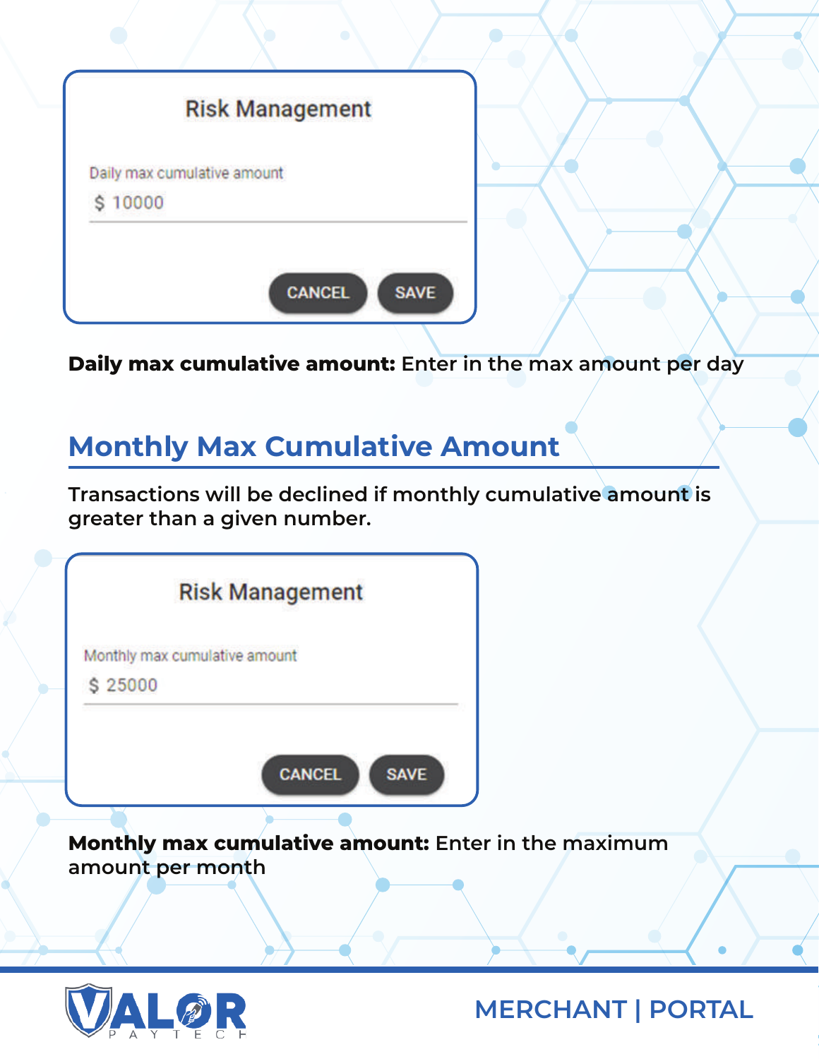Risk Management

Daily max cumulative amount

$ 10000

CANCEL SAVE

**Daily max cumulative amount:** Enter in the max amount per day

## Monthly Max Cumulative Amount

Transactions will be declined if monthly cumulative amount is greater than a given number.

Risk Management

Monthly max cumulative amount

$ 25000

CANCEL SAVE

**Monthly max cumulative amount:** Enter in the maximum amount per month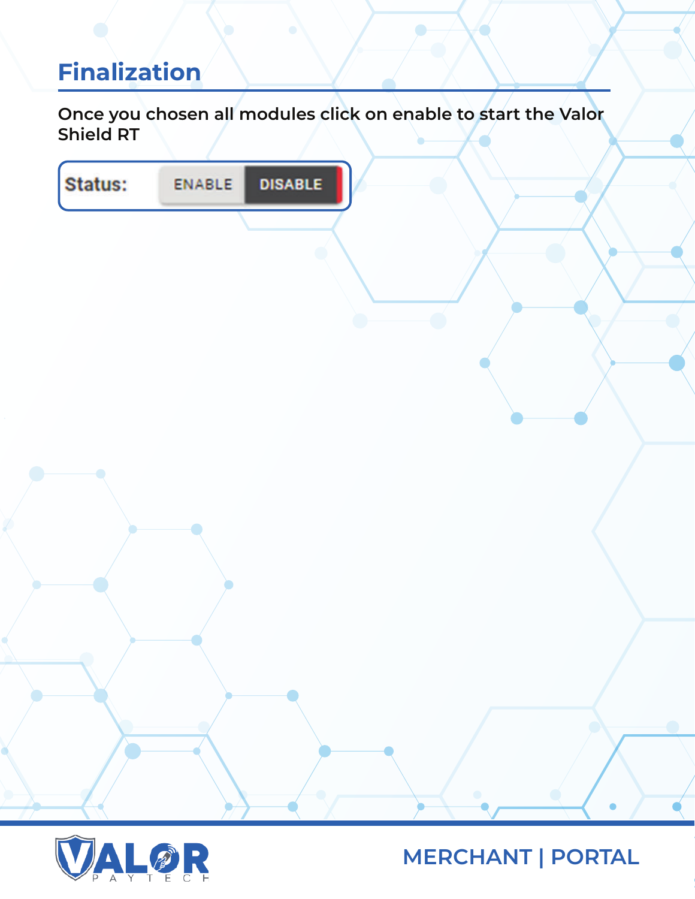## Finalization

Once you chosen all modules click on enable to start the Valor Shield RT

Status: ENABLE DISABLE